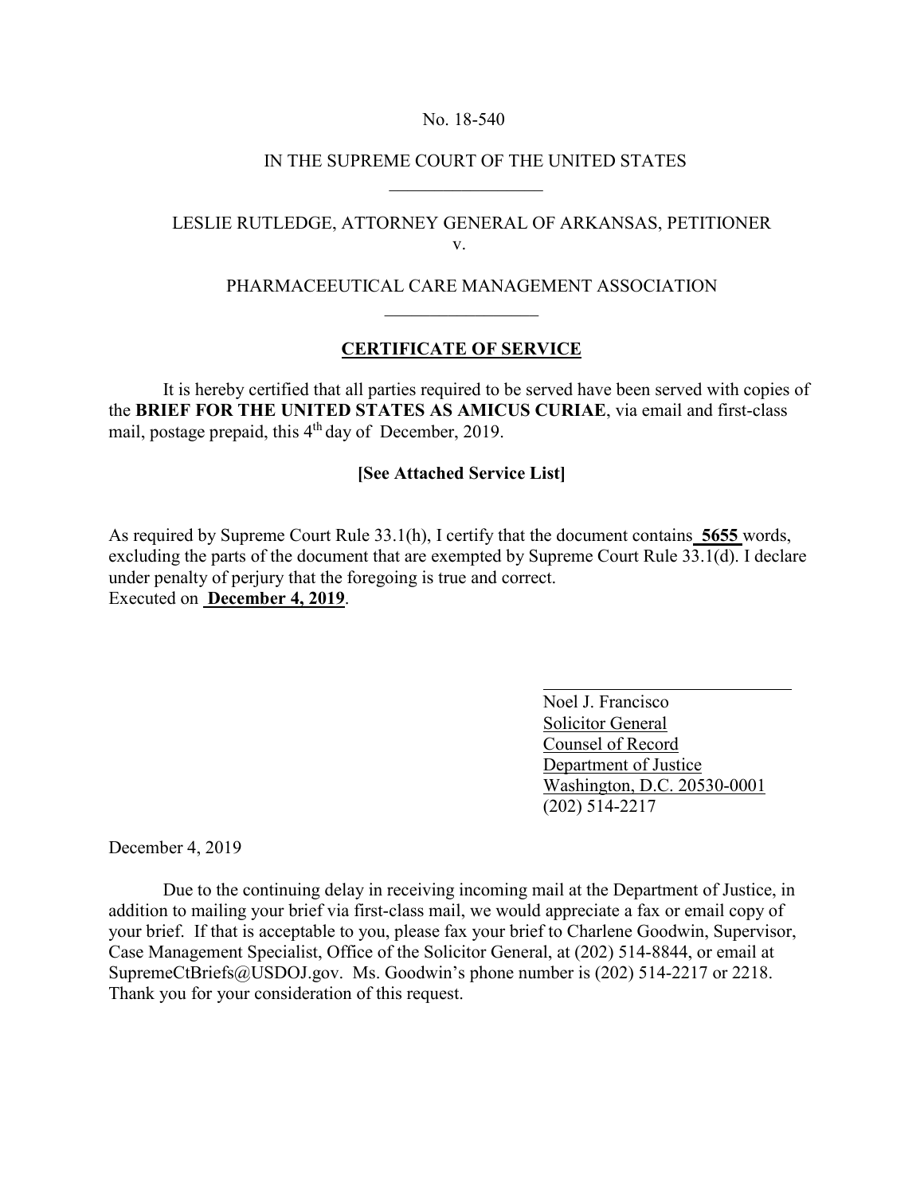No. 18-540

IN THE SUPREME COURT OF THE UNITED STATES

---

LESLIE RUTLEDGE, ATTORNEY GENERAL OF ARKANSAS, PETITIONER

v.

PHARMACEEUTICAL CARE MANAGEMENT ASSOCIATION

---

## CERTIFICATE OF SERVICE

It is hereby certified that all parties required to be served have been served with copies of the **BRIEF FOR THE UNITED STATES AS AMICUS CURIAE**, via email and first-class mail, postage prepaid, this 4th day of December, 2019.

**[See Attached Service List]**

As required by Supreme Court Rule 33.1(h), I certify that the document contains **5655** words, excluding the parts of the document that are exempted by Supreme Court Rule 33.1(d). I declare under penalty of perjury that the foregoing is true and correct.
Executed on **December 4, 2019**.

Noel J. Francisco
Solicitor General
Counsel of Record
Department of Justice
Washington, D.C. 20530-0001
(202) 514-2217

December 4, 2019

Due to the continuing delay in receiving incoming mail at the Department of Justice, in addition to mailing your brief via first-class mail, we would appreciate a fax or email copy of your brief. If that is acceptable to you, please fax your brief to Charlene Goodwin, Supervisor, Case Management Specialist, Office of the Solicitor General, at (202) 514-8844, or email at SupremeCtBriefs@USDOJ.gov. Ms. Goodwin's phone number is (202) 514-2217 or 2218. Thank you for your consideration of this request.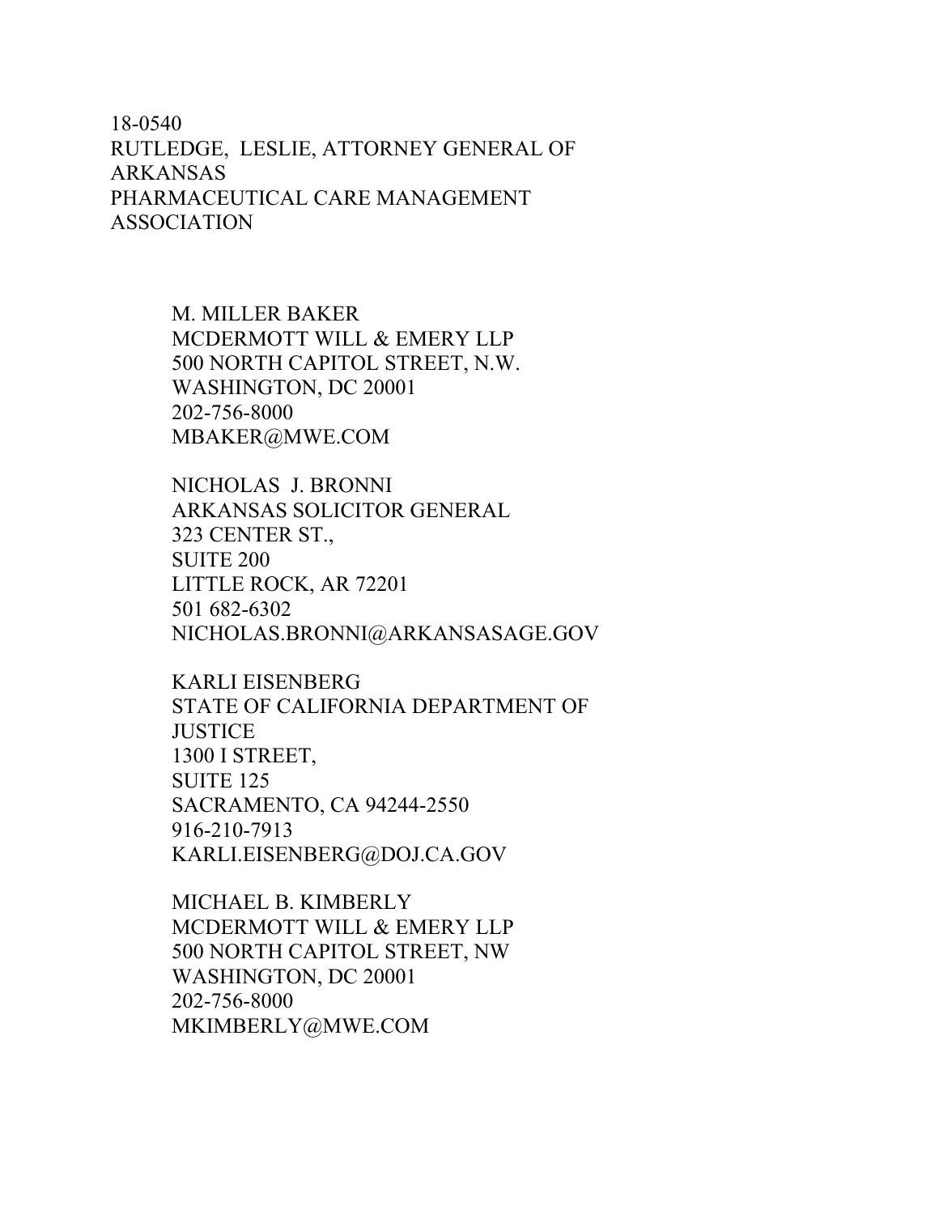18-0540
RUTLEDGE, LESLIE, ATTORNEY GENERAL OF ARKANSAS
PHARMACEUTICAL CARE MANAGEMENT ASSOCIATION

M. MILLER BAKER
MCDERMOTT WILL & EMERY LLP
500 NORTH CAPITOL STREET, N.W.
WASHINGTON, DC 20001
202-756-8000
MBAKER@MWE.COM

NICHOLAS J. BRONNI
ARKANSAS SOLICITOR GENERAL
323 CENTER ST.,
SUITE 200
LITTLE ROCK, AR 72201
501 682-6302
NICHOLAS.BRONNI@ARKANSASAGE.GOV

KARLI EISENBERG
STATE OF CALIFORNIA DEPARTMENT OF JUSTICE
1300 I STREET,
SUITE 125
SACRAMENTO, CA 94244-2550
916-210-7913
KARLI.EISENBERG@DOJ.CA.GOV

MICHAEL B. KIMBERLY
MCDERMOTT WILL & EMERY LLP
500 NORTH CAPITOL STREET, NW
WASHINGTON, DC 20001
202-756-8000
MKIMBERLY@MWE.COM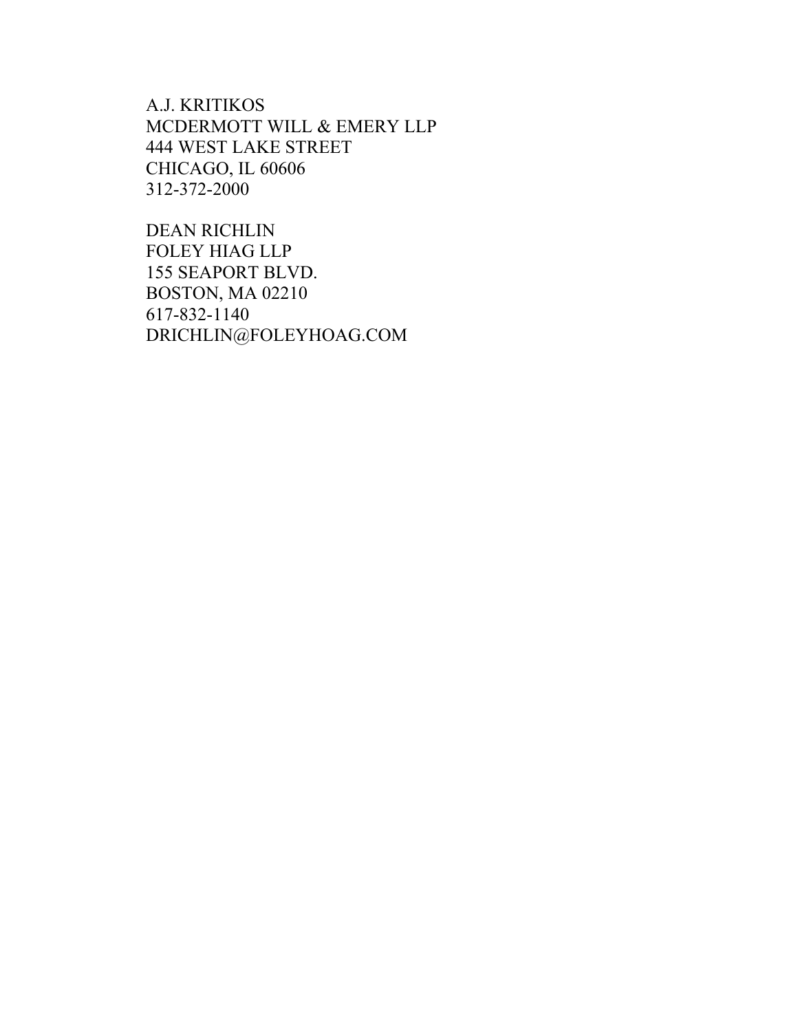A.J. KRITIKOS  
MCDERMOTT WILL & EMERY LLP  
444 WEST LAKE STREET  
CHICAGO, IL 60606  
312-372-2000

DEAN RICHLIN  
FOLEY HIAG LLP  
155 SEAPORT BLVD.  
BOSTON, MA 02210  
617-832-1140  
DRICHLIN@FOLEYHOAG.COM